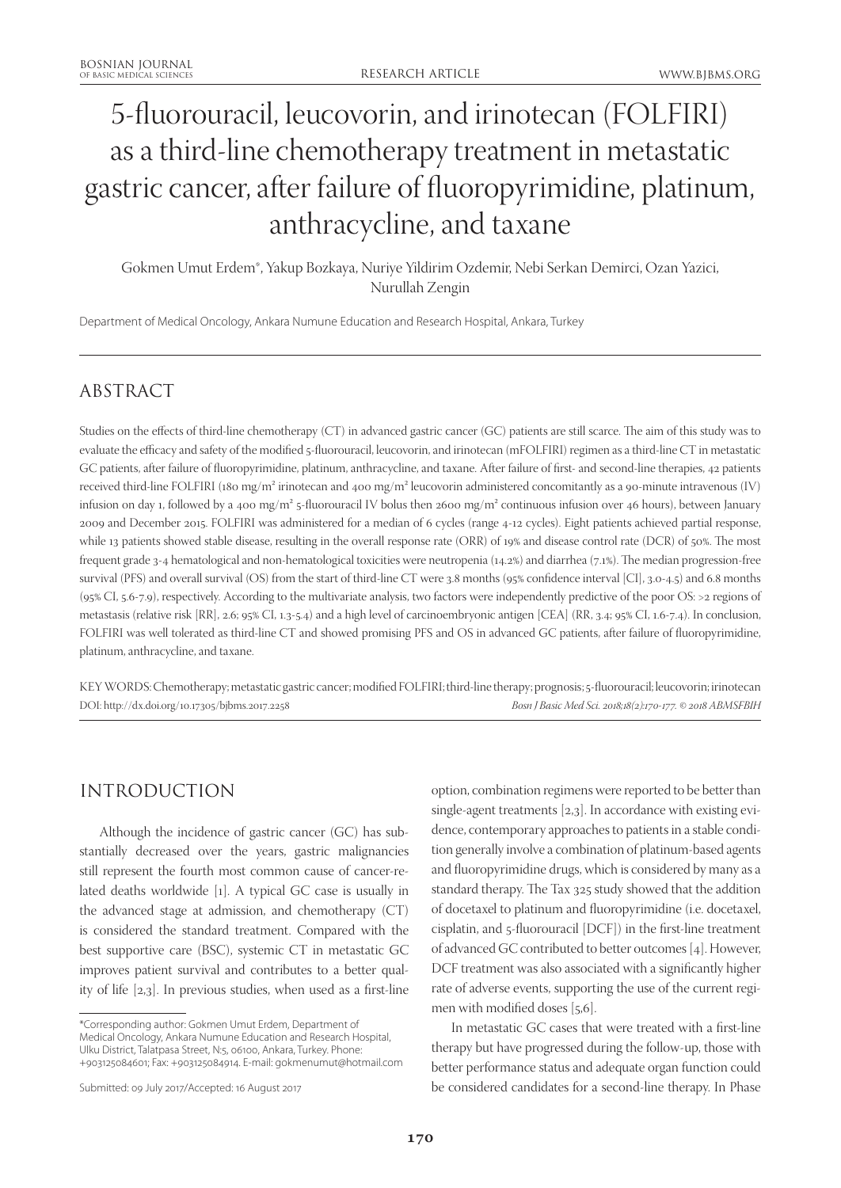# 5-fluorouracil, leucovorin, and irinotecan (FOLFIRI) as a third-line chemotherapy treatment in metastatic gastric cancer, after failure of fluoropyrimidine, platinum, anthracycline, and taxane

Gokmen Umut Erdem*, Yakup Bozkaya, Nuriye Yildirim Ozdemir, Nebi Serkan Demirci, Ozan Yazici, Nurullah Zengin

Department of Medical Oncology, Ankara Numune Education and Research Hospital, Ankara, Turkey

## ABSTRACT

Studies on the effects of third-line chemotherapy (CT) in advanced gastric cancer (GC) patients are still scarce. The aim of this study was to evaluate the efficacy and safety of the modified 5-fluorouracil, leucovorin, and irinotecan (mFOLFIRI) regimen as a third-line CT in metastatic GC patients, after failure of fluoropyrimidine, platinum, anthracycline, and taxane. After failure of first- and second-line therapies, 42 patients received third-line FOLFIRI (180 mg/m² irinotecan and 400 mg/m² leucovorin administered concomitantly as a 90-minute intravenous (IV) infusion on day 1, followed by a 400 mg/m² 5-fluorouracil IV bolus then 2600 mg/m² continuous infusion over 46 hours), between January 2009 and December 2015. FOLFIRI was administered for a median of 6 cycles (range 4-12 cycles). Eight patients achieved partial response, while 13 patients showed stable disease, resulting in the overall response rate (ORR) of 19% and disease control rate (DCR) of 50%. The most frequent grade 3-4 hematological and non-hematological toxicities were neutropenia (14.2%) and diarrhea (7.1%). The median progression-free survival (PFS) and overall survival (OS) from the start of third-line CT were 3.8 months (95% confidence interval [CI], 3.0-4.5) and 6.8 months (95% CI, 5.6-7.9), respectively. According to the multivariate analysis, two factors were independently predictive of the poor OS: >2 regions of metastasis (relative risk [RR], 2.6; 95% CI, 1.3-5.4) and a high level of carcinoembryonic antigen [CEA] (RR, 3.4; 95% CI, 1.6-7.4). In conclusion, FOLFIRI was well tolerated as third-line CT and showed promising PFS and OS in advanced GC patients, after failure of fluoropyrimidine, platinum, anthracycline, and taxane.

KEY WORDS: Chemotherapy; metastatic gastric cancer; modified FOLFIRI; third-line therapy; prognosis; 5-fluorouracil; leucovorin; irinotecan

DOI: http://dx.doi.org/10.17305/bjbms.2017.2258

*Bosn J Basic Med Sci. 2018;18(2):170-177. © 2018 ABMSFBIH*

## INTRODUCTION

Although the incidence of gastric cancer (GC) has substantially decreased over the years, gastric malignancies still represent the fourth most common cause of cancer-related deaths worldwide [1]. A typical GC case is usually in the advanced stage at admission, and chemotherapy (CT) is considered the standard treatment. Compared with the best supportive care (BSC), systemic CT in metastatic GC improves patient survival and contributes to a better quality of life [2,3]. In previous studies, when used as a first-line option, combination regimens were reported to be better than single-agent treatments [2,3]. In accordance with existing evidence, contemporary approaches to patients in a stable condition generally involve a combination of platinum-based agents and fluoropyrimidine drugs, which is considered by many as a standard therapy. The Tax 325 study showed that the addition of docetaxel to platinum and fluoropyrimidine (i.e. docetaxel, cisplatin, and 5-fluorouracil [DCF]) in the first-line treatment of advanced GC contributed to better outcomes [4]. However, DCF treatment was also associated with a significantly higher rate of adverse events, supporting the use of the current regimen with modified doses [5,6].

In metastatic GC cases that were treated with a first-line therapy but have progressed during the follow-up, those with better performance status and adequate organ function could be considered candidates for a second-line therapy. In Phase

*Corresponding author: Gokmen Umut Erdem, Department of Medical Oncology, Ankara Numune Education and Research Hospital, Ulku District, Talatpasa Street, N:5, 06100, Ankara, Turkey. Phone: +903125084601; Fax: +903125084914. E-mail: gokmenumut@hotmail.com

Submitted: 09 July 2017/Accepted: 16 August 2017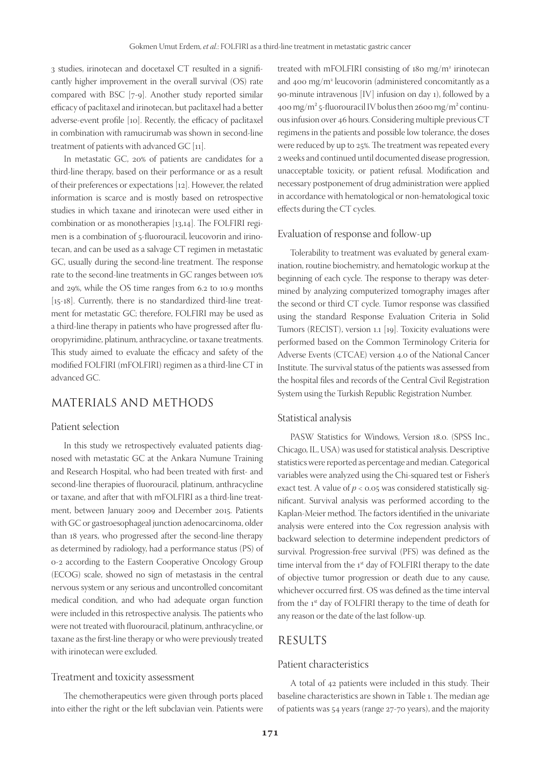3 studies, irinotecan and docetaxel CT resulted in a significantly higher improvement in the overall survival (OS) rate compared with BSC [7-9]. Another study reported similar efficacy of paclitaxel and irinotecan, but paclitaxel had a better adverse-event profile [10]. Recently, the efficacy of paclitaxel in combination with ramucirumab was shown in second-line treatment of patients with advanced GC [11].

In metastatic GC, 20% of patients are candidates for a third-line therapy, based on their performance or as a result of their preferences or expectations [12]. However, the related information is scarce and is mostly based on retrospective studies in which taxane and irinotecan were used either in combination or as monotherapies [13,14]. The FOLFIRI regimen is a combination of 5-fluorouracil, leucovorin and irinotecan, and can be used as a salvage CT regimen in metastatic GC, usually during the second-line treatment. The response rate to the second-line treatments in GC ranges between 10% and 29%, while the OS time ranges from 6.2 to 10.9 months [15-18]. Currently, there is no standardized third-line treatment for metastatic GC; therefore, FOLFIRI may be used as a third-line therapy in patients who have progressed after fluoropyrimidine, platinum, anthracycline, or taxane treatments. This study aimed to evaluate the efficacy and safety of the modified FOLFIRI (mFOLFIRI) regimen as a third-line CT in advanced GC.

## MATERIALS AND METHODS

### Patient selection

In this study we retrospectively evaluated patients diagnosed with metastatic GC at the Ankara Numune Training and Research Hospital, who had been treated with first- and second-line therapies of fluorouracil, platinum, anthracycline or taxane, and after that with mFOLFIRI as a third-line treatment, between January 2009 and December 2015. Patients with GC or gastroesophageal junction adenocarcinoma, older than 18 years, who progressed after the second-line therapy as determined by radiology, had a performance status (PS) of 0-2 according to the Eastern Cooperative Oncology Group (ECOG) scale, showed no sign of metastasis in the central nervous system or any serious and uncontrolled concomitant medical condition, and who had adequate organ function were included in this retrospective analysis. The patients who were not treated with fluorouracil, platinum, anthracycline, or taxane as the first-line therapy or who were previously treated with irinotecan were excluded.

### Treatment and toxicity assessment

The chemotherapeutics were given through ports placed into either the right or the left subclavian vein. Patients were treated with mFOLFIRI consisting of 180 mg/m$^2$ irinotecan and 400 mg/m$^2$ leucovorin (administered concomitantly as a 90-minute intravenous [IV] infusion on day 1), followed by a 400 mg/m$^2$ 5-fluorouracil IV bolus then 2600 mg/m$^2$ continuous infusion over 46 hours. Considering multiple previous CT regimens in the patients and possible low tolerance, the doses were reduced by up to 25%. The treatment was repeated every 2 weeks and continued until documented disease progression, unacceptable toxicity, or patient refusal. Modification and necessary postponement of drug administration were applied in accordance with hematological or non-hematological toxic effects during the CT cycles.

### Evaluation of response and follow-up

Tolerability to treatment was evaluated by general examination, routine biochemistry, and hematologic workup at the beginning of each cycle. The response to therapy was determined by analyzing computerized tomography images after the second or third CT cycle. Tumor response was classified using the standard Response Evaluation Criteria in Solid Tumors (RECIST), version 1.1 [19]. Toxicity evaluations were performed based on the Common Terminology Criteria for Adverse Events (CTCAE) version 4.0 of the National Cancer Institute. The survival status of the patients was assessed from the hospital files and records of the Central Civil Registration System using the Turkish Republic Registration Number.

### Statistical analysis

PASW Statistics for Windows, Version 18.0. (SPSS Inc., Chicago, IL, USA) was used for statistical analysis. Descriptive statistics were reported as percentage and median. Categorical variables were analyzed using the Chi-squared test or Fisher's exact test. A value of $p < 0.05$ was considered statistically significant. Survival analysis was performed according to the Kaplan-Meier method. The factors identified in the univariate analysis were entered into the Cox regression analysis with backward selection to determine independent predictors of survival. Progression-free survival (PFS) was defined as the time interval from the 1st day of FOLFIRI therapy to the date of objective tumor progression or death due to any cause, whichever occurred first. OS was defined as the time interval from the 1st day of FOLFIRI therapy to the time of death for any reason or the date of the last follow-up.

## RESULTS

### Patient characteristics

A total of 42 patients were included in this study. Their baseline characteristics are shown in Table 1. The median age of patients was 54 years (range 27-70 years), and the majority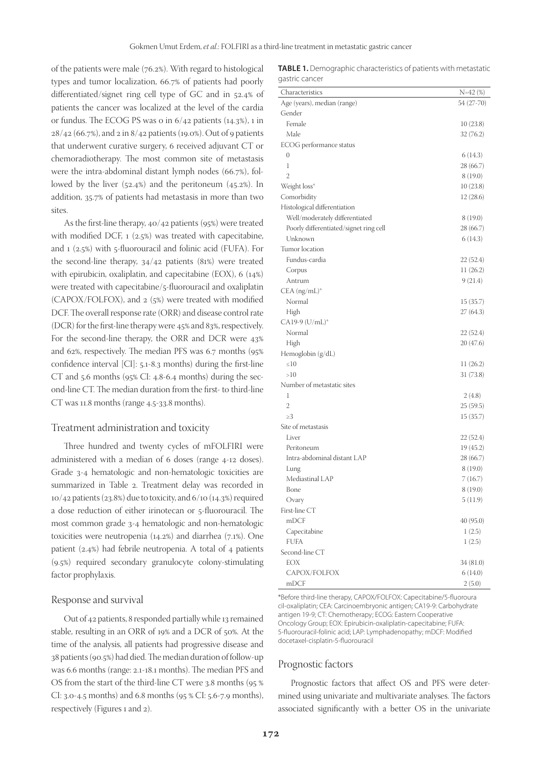of the patients were male (76.2%). With regard to histological types and tumor localization, 66.7% of patients had poorly differentiated/signet ring cell type of GC and in 52.4% of patients the cancer was localized at the level of the cardia or fundus. The ECOG PS was 0 in 6/42 patients (14.3%), 1 in 28/42 (66.7%), and 2 in 8/42 patients (19.0%). Out of 9 patients that underwent curative surgery, 6 received adjuvant CT or chemoradiotherapy. The most common site of metastasis were the intra-abdominal distant lymph nodes (66.7%), followed by the liver (52.4%) and the peritoneum (45.2%). In addition, 35.7% of patients had metastasis in more than two sites.

As the first-line therapy, 40/42 patients (95%) were treated with modified DCF, 1 (2.5%) was treated with capecitabine, and 1 (2.5%) with 5-fluorouracil and folinic acid (FUFA). For the second-line therapy, 34/42 patients (81%) were treated with epirubicin, oxaliplatin, and capecitabine (EOX), 6 (14%) were treated with capecitabine/5-fluorouracil and oxaliplatin (CAPOX/FOLFOX), and 2 (5%) were treated with modified DCF. The overall response rate (ORR) and disease control rate (DCR) for the first-line therapy were 45% and 83%, respectively. For the second-line therapy, the ORR and DCR were 43% and 62%, respectively. The median PFS was 6.7 months (95% confidence interval [CI]: 5.1-8.3 months) during the first-line CT and 5.6 months (95% CI: 4.8-6.4 months) during the second-line CT. The median duration from the first- to third-line CT was 11.8 months (range 4.5-33.8 months).

## Treatment administration and toxicity

Three hundred and twenty cycles of mFOLFIRI were administered with a median of 6 doses (range 4-12 doses). Grade 3-4 hematologic and non-hematologic toxicities are summarized in Table 2. Treatment delay was recorded in 10/42 patients (23.8%) due to toxicity, and 6/10 (14.3%) required a dose reduction of either irinotecan or 5-fluorouracil. The most common grade 3-4 hematologic and non-hematologic toxicities were neutropenia (14.2%) and diarrhea (7.1%). One patient (2.4%) had febrile neutropenia. A total of 4 patients (9.5%) required secondary granulocyte colony-stimulating factor prophylaxis.

## Response and survival

Out of 42 patients, 8 responded partially while 13 remained stable, resulting in an ORR of 19% and a DCR of 50%. At the time of the analysis, all patients had progressive disease and 38 patients (90.5%) had died. The median duration of follow-up was 6.6 months (range: 2.1-18.1 months). The median PFS and OS from the start of the third-line CT were 3.8 months (95 % CI: 3.0-4.5 months) and 6.8 months (95 % CI: 5.6-7.9 months), respectively (Figures 1 and 2).

**TABLE 1.** Demographic characteristics of patients with metastatic gastric cancer

| Characteristics | N=42 (%) |
|---|---|
| Age (years), median (range) | 54 (27-70) |
| Gender | |
| Female | 10 (23.8) |
| Male | 32 (76.2) |
| ECOG performance status | |
| 0 | 6 (14.3) |
| 1 | 28 (66.7) |
| 2 | 8 (19.0) |
| Weight loss* | 10 (23.8) |
| Comorbidity | 12 (28.6) |
| Histological differentiation | |
| Well/moderately differentiated | 8 (19.0) |
| Poorly differentiated/signet ring cell | 28 (66.7) |
| Unknown | 6 (14.3) |
| Tumor location | |
| Fundus-cardia | 22 (52.4) |
| Corpus | 11 (26.2) |
| Antrum | 9 (21.4) |
| CEA (ng/mL)* | |
| Normal | 15 (35.7) |
| High | 27 (64.3) |
| CA19-9 (U/mL)* | |
| Normal | 22 (52.4) |
| High | 20 (47.6) |
| Hemoglobin (g/dL) | |
| ≤10 | 11 (26.2) |
| >10 | 31 (73.8) |
| Number of metastatic sites | |
| 1 | 2 (4.8) |
| 2 | 25 (59.5) |
| ≥3 | 15 (35.7) |
| Site of metastasis | |
| Liver | 22 (52.4) |
| Peritoneum | 19 (45.2) |
| Intra-abdominal distant LAP | 28 (66.7) |
| Lung | 8 (19.0) |
| Mediastinal LAP | 7 (16.7) |
| Bone | 8 (19.0) |
| Ovary | 5 (11.9) |
| First-line CT | |
| mDCF | 40 (95.0) |
| Capecitabine | 1 (2.5) |
| FUFA | 1 (2.5) |
| Second-line CT | |
| EOX | 34 (81.0) |
| CAPOX/FOLFOX | 6 (14.0) |
| mDCF | 2 (5.0) |

*Before third-line therapy, CAPOX/FOLFOX: Capecitabine/5-fluorouracil-oxaliplatin; CEA: Carcinoembryonic antigen; CA19-9: Carbohydrate antigen 19-9; CT: Chemotherapy; ECOG: Eastern Cooperative Oncology Group; EOX: Epirubicin-oxaliplatin-capecitabine; FUFA: 5-fluorouracil-folinic acid; LAP: Lymphadenopathy; mDCF: Modified docetaxel-cisplatin-5-fluorouracil

## Prognostic factors

Prognostic factors that affect OS and PFS were determined using univariate and multivariate analyses. The factors associated significantly with a better OS in the univariate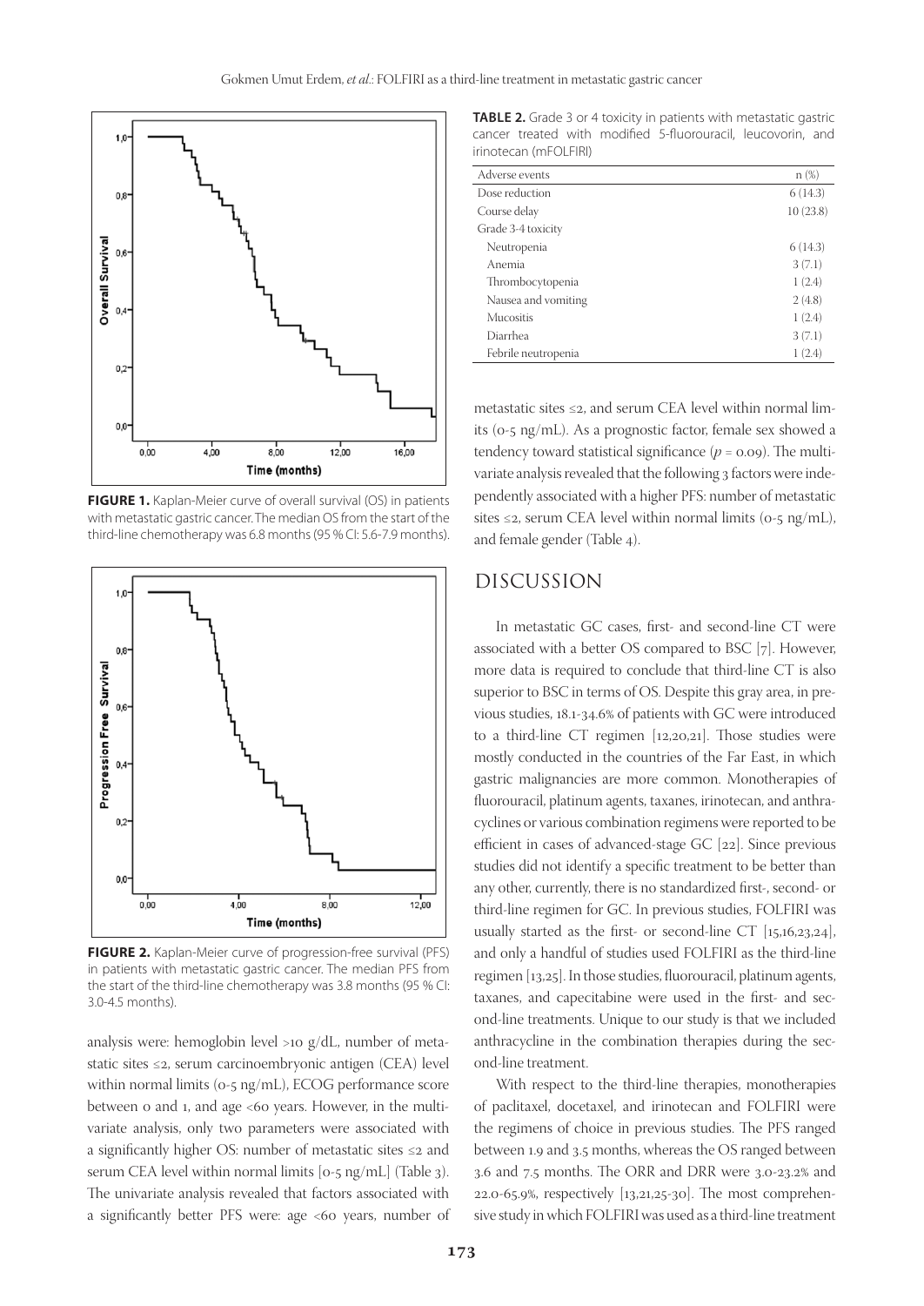FIGURE 1. Kaplan-Meier curve of overall survival (OS) in patients with metastatic gastric cancer. The median OS from the start of the third-line chemotherapy was 6.8 months (95 % CI: 5.6-7.9 months).

FIGURE 2. Kaplan-Meier curve of progression-free survival (PFS) in patients with metastatic gastric cancer. The median PFS from the start of the third-line chemotherapy was 3.8 months (95 % CI: 3.0-4.5 months).

analysis were: hemoglobin level >10 g/dL, number of metastatic sites ≤2, serum carcinoembryonic antigen (CEA) level within normal limits (0-5 ng/mL), ECOG performance score between 0 and 1, and age <60 years. However, in the multivariate analysis, only two parameters were associated with a significantly higher OS: number of metastatic sites ≤2 and serum CEA level within normal limits [0-5 ng/mL] (Table 3). The univariate analysis revealed that factors associated with a significantly better PFS were: age <60 years, number of metastatic sites ≤2, and serum CEA level within normal limits (0-5 ng/mL). As a prognostic factor, female sex showed a tendency toward statistical significance ($p = 0.09$). The multivariate analysis revealed that the following 3 factors were independently associated with a higher PFS: number of metastatic sites ≤2, serum CEA level within normal limits (0-5 ng/mL), and female gender (Table 4).

**TABLE 2.** Grade 3 or 4 toxicity in patients with metastatic gastric cancer treated with modified 5-fluorouracil, leucovorin, and irinotecan (mFOLFIRI)

| Adverse events | n (%) |
|---|---|
| Dose reduction | 6 (14.3) |
| Course delay | 10 (23.8) |
| Grade 3-4 toxicity | |
| Neutropenia | 6 (14.3) |
| Anemia | 3 (7.1) |
| Thrombocytopenia | 1 (2.4) |
| Nausea and vomiting | 2 (4.8) |
| Mucositis | 1 (2.4) |
| Diarrhea | 3 (7.1) |
| Febrile neutropenia | 1 (2.4) |

## DISCUSSION

In metastatic GC cases, first- and second-line CT were associated with a better OS compared to BSC [7]. However, more data is required to conclude that third-line CT is also superior to BSC in terms of OS. Despite this gray area, in previous studies, 18.1-34.6% of patients with GC were introduced to a third-line CT regimen [12,20,21]. Those studies were mostly conducted in the countries of the Far East, in which gastric malignancies are more common. Monotherapies of fluorouracil, platinum agents, taxanes, irinotecan, and anthracyclines or various combination regimens were reported to be efficient in cases of advanced-stage GC [22]. Since previous studies did not identify a specific treatment to be better than any other, currently, there is no standardized first-, second- or third-line regimen for GC. In previous studies, FOLFIRI was usually started as the first- or second-line CT [15,16,23,24], and only a handful of studies used FOLFIRI as the third-line regimen [13,25]. In those studies, fluorouracil, platinum agents, taxanes, and capecitabine were used in the first- and second-line treatments. Unique to our study is that we included anthracycline in the combination therapies during the second-line treatment.

With respect to the third-line therapies, monotherapies of paclitaxel, docetaxel, and irinotecan and FOLFIRI were the regimens of choice in previous studies. The PFS ranged between 1.9 and 3.5 months, whereas the OS ranged between 3.6 and 7.5 months. The ORR and DRR were 3.0-23.2% and 22.0-65.9%, respectively [13,21,25-30]. The most comprehensive study in which FOLFIRI was used as a third-line treatment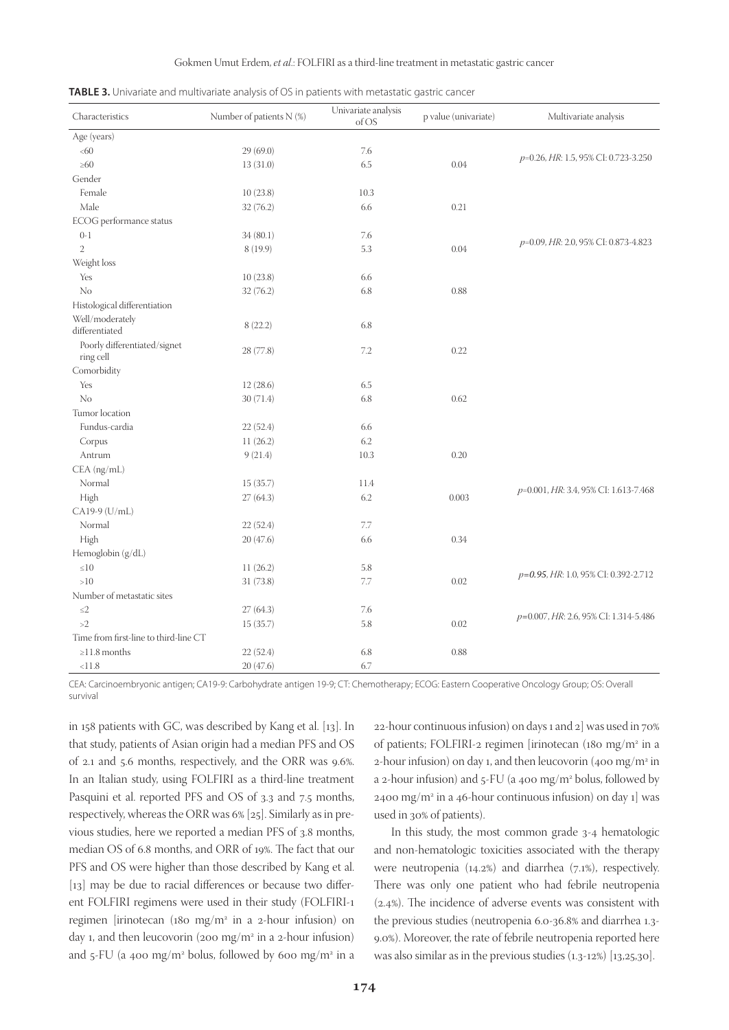**TABLE 3.** Univariate and multivariate analysis of OS in patients with metastatic gastric cancer

| Characteristics | Number of patients N (%) | Univariate analysis of OS | p value (univariate) | Multivariate analysis |
|---|---|---|---|---|
| Age (years) | | | | |
| <60 | 29 (69.0) | 7.6 | | |
| ≥60 | 13 (31.0) | 6.5 | 0.04 | *p*=0.26, *HR*: 1.5, 95% CI: 0.723-3.250 |
| Gender | | | | |
| Female | 10 (23.8) | 10.3 | | |
| Male | 32 (76.2) | 6.6 | 0.21 | |
| ECOG performance status | | | | |
| 0-1 | 34 (80.1) | 7.6 | | |
| 2 | 8 (19.9) | 5.3 | 0.04 | *p*=0.09, *HR*: 2.0, 95% CI: 0.873-4.823 |
| Weight loss | | | | |
| Yes | 10 (23.8) | 6.6 | | |
| No | 32 (76.2) | 6.8 | 0.88 | |
| Histological differentiation | | | | |
| Well/moderately differentiated | 8 (22.2) | 6.8 | | |
| Poorly differentiated/signet ring cell | 28 (77.8) | 7.2 | 0.22 | |
| Comorbidity | | | | |
| Yes | 12 (28.6) | 6.5 | | |
| No | 30 (71.4) | 6.8 | 0.62 | |
| Tumor location | | | | |
| Fundus-cardia | 22 (52.4) | 6.6 | | |
| Corpus | 11 (26.2) | 6.2 | | |
| Antrum | 9 (21.4) | 10.3 | 0.20 | |
| CEA (ng/mL) | | | | |
| Normal | 15 (35.7) | 11.4 | | |
| High | 27 (64.3) | 6.2 | 0.003 | *p*=0.001, *HR*: 3.4, 95% CI: 1.613-7.468 |
| CA19-9 (U/mL) | | | | |
| Normal | 22 (52.4) | 7.7 | | |
| High | 20 (47.6) | 6.6 | 0.34 | |
| Hemoglobin (g/dL) | | | | |
| ≤10 | 11 (26.2) | 5.8 | | |
| >10 | 31 (73.8) | 7.7 | 0.02 | *p*=***0.95***, *HR*: 1.0, 95% CI: 0.392-2.712 |
| Number of metastatic sites | | | | |
| ≤2 | 27 (64.3) | 7.6 | | |
| >2 | 15 (35.7) | 5.8 | 0.02 | *p*=0.007, *HR*: 2.6, 95% CI: 1.314-5.486 |
| Time from first-line to third-line CT | | | | |
| ≥11.8 months | 22 (52.4) | 6.8 | 0.88 | |
| <11.8 | 20 (47.6) | 6.7 | | |

CEA: Carcinoembryonic antigen; CA19-9: Carbohydrate antigen 19-9; CT: Chemotherapy; ECOG: Eastern Cooperative Oncology Group; OS: Overall survival

in 158 patients with GC, was described by Kang et al. [13]. In that study, patients of Asian origin had a median PFS and OS of 2.1 and 5.6 months, respectively, and the ORR was 9.6%. In an Italian study, using FOLFIRI as a third-line treatment Pasquini et al. reported PFS and OS of 3.3 and 7.5 months, respectively, whereas the ORR was 6% [25]. Similarly as in previous studies, here we reported a median PFS of 3.8 months, median OS of 6.8 months, and ORR of 19%. The fact that our PFS and OS were higher than those described by Kang et al. [13] may be due to racial differences or because two different FOLFIRI regimens were used in their study (FOLFIRI-1 regimen [irinotecan (180 mg/m$^2$ in a 2-hour infusion) on day 1, and then leucovorin (200 mg/m$^2$ in a 2-hour infusion) and 5-FU (a 400 mg/m$^2$ bolus, followed by 600 mg/m$^2$ in a 22-hour continuous infusion) on days 1 and 2] was used in 70% of patients; FOLFIRI-2 regimen [irinotecan (180 mg/m$^2$ in a 2-hour infusion) on day 1, and then leucovorin (400 mg/m$^2$ in a 2-hour infusion) and 5-FU (a 400 mg/m$^2$ bolus, followed by 2400 mg/m$^2$ in a 46-hour continuous infusion) on day 1] was used in 30% of patients).

In this study, the most common grade 3-4 hematologic and non-hematologic toxicities associated with the therapy were neutropenia (14.2%) and diarrhea (7.1%), respectively. There was only one patient who had febrile neutropenia (2.4%). The incidence of adverse events was consistent with the previous studies (neutropenia 6.0-36.8% and diarrhea 1.3-9.0%). Moreover, the rate of febrile neutropenia reported here was also similar as in the previous studies (1.3-12%) [13,25,30].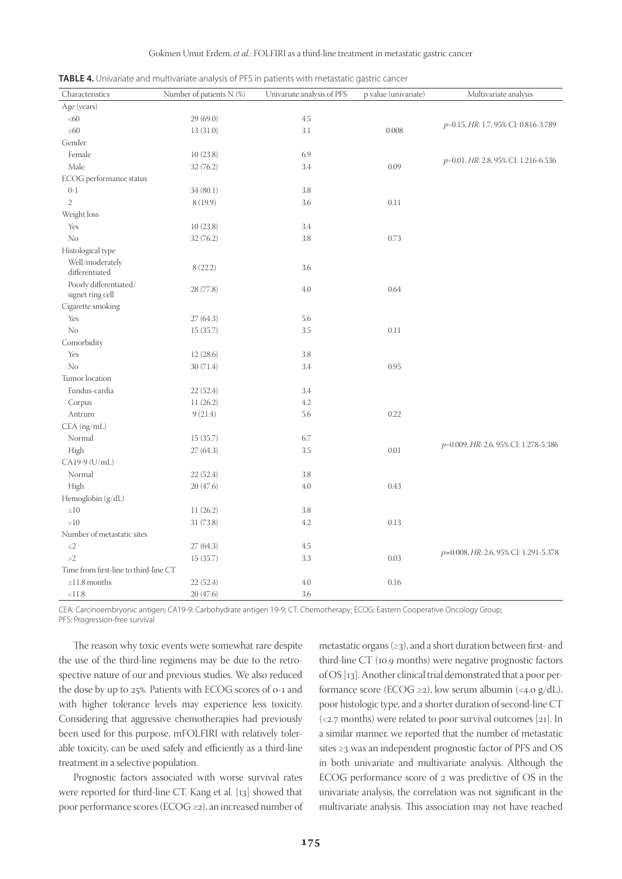**TABLE 4.** Univariate and multivariate analysis of PFS in patients with metastatic gastric cancer

| Characteristics | Number of patients N (%) | Univariate analysis of PFS | p value (univariate) | Multivariate analysis |
|---|---|---|---|---|
| Age (years) | | | | |
| <60 | 29 (69.0) | 4.5 | | |
| ≥60 | 13 (31.0) | 3.1 | 0.008 | *p*=0.15, *HR*: 1.7, 95% CI: 0.816-3.789 |
| Gender | | | | |
| Female | 10 (23.8) | 6.9 | | |
| Male | 32 (76.2) | 3.4 | 0.09 | *p*=0.01, *HR*: 2.8, 95% CI: 1.216-6.536 |
| ECOG performance status | | | | |
| 0-1 | 34 (80.1) | 3.8 | | |
| 2 | 8 (19.9) | 3.6 | 0.11 | |
| Weight loss | | | | |
| Yes | 10 (23.8) | 3.4 | | |
| No | 32 (76.2) | 3.8 | 0.73 | |
| Histological type | | | | |
| Well/moderately differentiated | 8 (22.2) | 3.6 | | |
| Poorly differentiated/ signet ring cell | 28 (77.8) | 4.0 | 0.64 | |
| Cigarette smoking | | | | |
| Yes | 27 (64.3) | 5.6 | | |
| No | 15 (35.7) | 3.5 | 0.11 | |
| Comorbidity | | | | |
| Yes | 12 (28.6) | 3.8 | | |
| No | 30 (71.4) | 3.4 | 0.95 | |
| Tumor location | | | | |
| Fundus-cardia | 22 (52.4) | 3.4 | | |
| Corpus | 11 (26.2) | 4.2 | | |
| Antrum | 9 (21.4) | 5.6 | 0.22 | |
| CEA (ng/mL) | | | | |
| Normal | 15 (35.7) | 6.7 | | |
| High | 27 (64.3) | 3.5 | 0.01 | *p*=0.009, *HR*: 2.6, 95% CI: 1.278-5.386 |
| CA19-9 (U/mL) | | | | |
| Normal | 22 (52.4) | 3.8 | | |
| High | 20 (47.6) | 4.0 | 0.43 | |
| Hemoglobin (g/dL) | | | | |
| ≤10 | 11 (26.2) | 3.8 | | |
| >10 | 31 (73.8) | 4.2 | 0.13 | |
| Number of metastatic sites | | | | |
| ≤2 | 27 (64.3) | 4.5 | | |
| >2 | 15 (35.7) | 3.3 | 0.03 | *p*=0.008, *HR*: 2.6, 95% CI: 1.291-5.378 |
| Time from first-line to third-line CT | | | | |
| ≥11.8 months | 22 (52.4) | 4.0 | 0.16 | |
| <11.8 | 20 (47.6) | 3.6 | | |

CEA: Carcinoembryonic antigen; CA19-9: Carbohydrate antigen 19-9; CT: Chemotherapy; ECOG: Eastern Cooperative Oncology Group; PFS: Progression-free survival

The reason why toxic events were somewhat rare despite the use of the third-line regimens may be due to the retrospective nature of our and previous studies. We also reduced the dose by up to 25%. Patients with ECOG scores of 0-1 and with higher tolerance levels may experience less toxicity. Considering that aggressive chemotherapies had previously been used for this purpose, mFOLFIRI with relatively tolerable toxicity, can be used safely and efficiently as a third-line treatment in a selective population.

Prognostic factors associated with worse survival rates were reported for third-line CT. Kang et al. [13] showed that poor performance scores (ECOG ≥2), an increased number of metastatic organs (≥3), and a short duration between first- and third-line CT (10.9 months) were negative prognostic factors of OS [13]. Another clinical trial demonstrated that a poor performance score (ECOG ≥2), low serum albumin (<4.0 g/dL), poor histologic type, and a shorter duration of second-line CT (<2.7 months) were related to poor survival outcomes [21]. In a similar manner, we reported that the number of metastatic sites ≥3 was an independent prognostic factor of PFS and OS in both univariate and multivariate analysis. Although the ECOG performance score of 2 was predictive of OS in the univariate analysis, the correlation was not significant in the multivariate analysis. This association may not have reached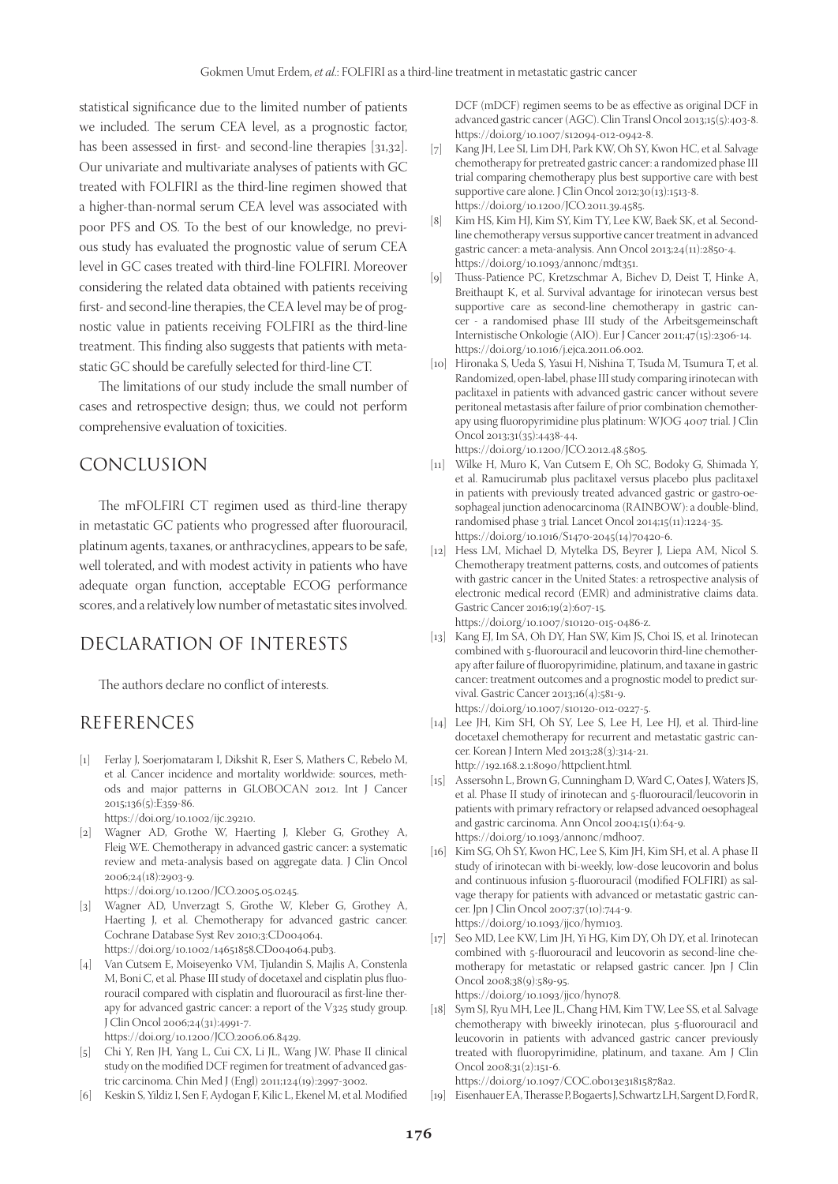statistical significance due to the limited number of patients we included. The serum CEA level, as a prognostic factor, has been assessed in first- and second-line therapies [31,32]. Our univariate and multivariate analyses of patients with GC treated with FOLFIRI as the third-line regimen showed that a higher-than-normal serum CEA level was associated with poor PFS and OS. To the best of our knowledge, no previous study has evaluated the prognostic value of serum CEA level in GC cases treated with third-line FOLFIRI. Moreover considering the related data obtained with patients receiving first- and second-line therapies, the CEA level may be of prognostic value in patients receiving FOLFIRI as the third-line treatment. This finding also suggests that patients with metastatic GC should be carefully selected for third-line CT.

The limitations of our study include the small number of cases and retrospective design; thus, we could not perform comprehensive evaluation of toxicities.

## CONCLUSION

The mFOLFIRI CT regimen used as third-line therapy in metastatic GC patients who progressed after fluorouracil, platinum agents, taxanes, or anthracyclines, appears to be safe, well tolerated, and with modest activity in patients who have adequate organ function, acceptable ECOG performance scores, and a relatively low number of metastatic sites involved.

## DECLARATION OF INTERESTS

The authors declare no conflict of interests.

## REFERENCES

[1] Ferlay J, Soerjomataram I, Dikshit R, Eser S, Mathers C, Rebelo M, et al. Cancer incidence and mortality worldwide: sources, methods and major patterns in GLOBOCAN 2012. Int J Cancer 2015;136(5):E359-86.
https://doi.org/10.1002/ijc.29210.

[2] Wagner AD, Grothe W, Haerting J, Kleber G, Grothey A, Fleig WE. Chemotherapy in advanced gastric cancer: a systematic review and meta-analysis based on aggregate data. J Clin Oncol 2006;24(18):2903-9.
https://doi.org/10.1200/JCO.2005.05.0245.

[3] Wagner AD, Unverzagt S, Grothe W, Kleber G, Grothey A, Haerting J, et al. Chemotherapy for advanced gastric cancer. Cochrane Database Syst Rev 2010;3:CD004064.
https://doi.org/10.1002/14651858.CD004064.pub3.

[4] Van Cutsem E, Moiseyenko VM, Tjulandin S, Majlis A, Constenla M, Boni C, et al. Phase III study of docetaxel and cisplatin plus fluorouracil compared with cisplatin and fluorouracil as first-line therapy for advanced gastric cancer: a report of the V325 study group. J Clin Oncol 2006;24(31):4991-7.
https://doi.org/10.1200/JCO.2006.06.8429.

[5] Chi Y, Ren JH, Yang L, Cui CX, Li JL, Wang JW. Phase II clinical study on the modified DCF regimen for treatment of advanced gastric carcinoma. Chin Med J (Engl) 2011;124(19):2997-3002.

[6] Keskin S, Yildiz I, Sen F, Aydogan F, Kilic L, Ekenel M, et al. Modified DCF (mDCF) regimen seems to be as effective as original DCF in advanced gastric cancer (AGC). Clin Transl Oncol 2013;15(5):403-8.
https://doi.org/10.1007/s12094-012-0942-8.

[7] Kang JH, Lee SI, Lim DH, Park KW, Oh SY, Kwon HC, et al. Salvage chemotherapy for pretreated gastric cancer: a randomized phase III trial comparing chemotherapy plus best supportive care with best supportive care alone. J Clin Oncol 2012;30(13):1513-8.
https://doi.org/10.1200/JCO.2011.39.4585.

[8] Kim HS, Kim HJ, Kim SY, Kim TY, Lee KW, Baek SK, et al. Second-line chemotherapy versus supportive cancer treatment in advanced gastric cancer: a meta-analysis. Ann Oncol 2013;24(11):2850-4.
https://doi.org/10.1093/annonc/mdt351.

[9] Thuss-Patience PC, Kretzschmar A, Bichev D, Deist T, Hinke A, Breithaupt K, et al. Survival advantage for irinotecan versus best supportive care as second-line chemotherapy in gastric cancer - a randomised phase III study of the Arbeitsgemeinschaft Internistische Onkologie (AIO). Eur J Cancer 2011;47(15):2306-14.
https://doi.org/10.1016/j.ejca.2011.06.002.

[10] Hironaka S, Ueda S, Yasui H, Nishina T, Tsuda M, Tsumura T, et al. Randomized, open-label, phase III study comparing irinotecan with paclitaxel in patients with advanced gastric cancer without severe peritoneal metastasis after failure of prior combination chemotherapy using fluoropyrimidine plus platinum: WJOG 4007 trial. J Clin Oncol 2013;31(35):4438-44.
https://doi.org/10.1200/JCO.2012.48.5805.

[11] Wilke H, Muro K, Van Cutsem E, Oh SC, Bodoky G, Shimada Y, et al. Ramucirumab plus paclitaxel versus placebo plus paclitaxel in patients with previously treated advanced gastric or gastro-oesophageal junction adenocarcinoma (RAINBOW): a double-blind, randomised phase 3 trial. Lancet Oncol 2014;15(11):1224-35.
https://doi.org/10.1016/S1470-2045(14)70420-6.

[12] Hess LM, Michael D, Mytelka DS, Beyrer J, Liepa AM, Nicol S. Chemotherapy treatment patterns, costs, and outcomes of patients with gastric cancer in the United States: a retrospective analysis of electronic medical record (EMR) and administrative claims data. Gastric Cancer 2016;19(2):607-15.
https://doi.org/10.1007/s10120-015-0486-z.

[13] Kang EJ, Im SA, Oh DY, Han SW, Kim JS, Choi IS, et al. Irinotecan combined with 5-fluorouracil and leucovorin third-line chemotherapy after failure of fluoropyrimidine, platinum, and taxane in gastric cancer: treatment outcomes and a prognostic model to predict survival. Gastric Cancer 2013;16(4):581-9.
https://doi.org/10.1007/s10120-012-0227-5.

[14] Lee JH, Kim SH, Oh SY, Lee S, Lee H, Lee HJ, et al. Third-line docetaxel chemotherapy for recurrent and metastatic gastric cancer. Korean J Intern Med 2013;28(3):314-21.
http://192.168.2.1:8090/httpclient.html.

[15] Assersohn L, Brown G, Cunningham D, Ward C, Oates J, Waters JS, et al. Phase II study of irinotecan and 5-fluorouracil/leucovorin in patients with primary refractory or relapsed advanced oesophageal and gastric carcinoma. Ann Oncol 2004;15(1):64-9.
https://doi.org/10.1093/annonc/mdh007.

[16] Kim SG, Oh SY, Kwon HC, Lee S, Kim JH, Kim SH, et al. A phase II study of irinotecan with bi-weekly, low-dose leucovorin and bolus and continuous infusion 5-fluorouracil (modified FOLFIRI) as salvage therapy for patients with advanced or metastatic gastric cancer. Jpn J Clin Oncol 2007;37(10):744-9.
https://doi.org/10.1093/jjco/hym103.

[17] Seo MD, Lee KW, Lim JH, Yi HG, Kim DY, Oh DY, et al. Irinotecan combined with 5-fluorouracil and leucovorin as second-line chemotherapy for metastatic or relapsed gastric cancer. Jpn J Clin Oncol 2008;38(9):589-95.
https://doi.org/10.1093/jjco/hyn078.

[18] Sym SJ, Ryu MH, Lee JL, Chang HM, Kim TW, Lee SS, et al. Salvage chemotherapy with biweekly irinotecan, plus 5-fluorouracil and leucovorin in patients with advanced gastric cancer previously treated with fluoropyrimidine, platinum, and taxane. Am J Clin Oncol 2008;31(2):151-6.
https://doi.org/10.1097/COC.0b013e31815878a2.

[19] Eisenhauer EA, Therasse P, Bogaerts J, Schwartz LH, Sargent D, Ford R,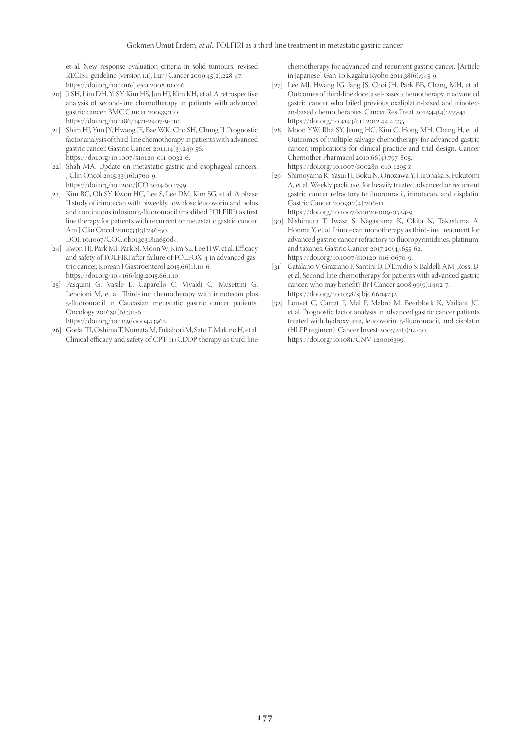et al. New response evaluation criteria in solid tumours: revised RECIST guideline (version 1.1). Eur J Cancer 2009;45(2):228-47. https://doi.org/10.1016/j.ejca.2008.10.026.

[20] Ji SH, Lim DH, Yi SY, Kim HS, Jun HJ, Kim KH, et al. A retrospective analysis of second-line chemotherapy in patients with advanced gastric cancer. BMC Cancer 2009;9:110. https://doi.org/10.1186/1471-2407-9-110.

[21] Shim HJ, Yun JY, Hwang JE, Bae WK, Cho SH, Chung IJ. Prognostic factor analysis of third-line chemotherapy in patients with advanced gastric cancer. Gastric Cancer 2011;14(3):249-56. https://doi.org/10.1007/s10120-011-0032-6.

[22] Shah MA. Update on metastatic gastric and esophageal cancers. J Clin Oncol 2015;33(16):1760-9. https://doi.org/10.1200/JCO.2014.60.1799.

[23] Kim BG, Oh SY, Kwon HC, Lee S, Lee DM, Kim SG, et al. A phase II study of irinotecan with biweekly, low dose leucovorin and bolus and continuous infusion 5-fluorouracil (modified FOLFIRI) as first line therapy for patients with recurrent or metastatic gastric cancer. Am J Clin Oncol 2010;33(3):246-50. DOI: 10.1097/COC.0b013e3181a650d4.

[24] Kwon HJ, Park MI, Park SJ, Moon W, Kim SE, Lee HW, et al. Efficacy and safety of FOLFIRI after failure of FOLFOX-4 in advanced gastric cancer. Korean J Gastroenterol 2015;66(1):10-6. https://doi.org/10.4166/kjg.2015.66.1.10.

[25] Pasquini G, Vasile E, Caparello C, Vivaldi C, Musettini G, Lencioni M, et al. Third-line chemotherapy with irinotecan plus 5-fluorouracil in Caucasian metastatic gastric cancer patients. Oncology 2016;91(6):311-6. https://doi.org/10.1159/000443962.

[26] Godai TI, Oshima T, Numata M, Fukahori M, Sato T, Makino H, et al. Clinical efficacy and safety of CPT-11+CDDP therapy as third-line chemotherapy for advanced and recurrent gastric cancer. [Article in Japanese] Gan To Kagaku Ryoho 2011;38(6):945-9.

[27] Lee MJ, Hwang IG, Jang JS, Choi JH, Park BB, Chang MH, et al. Outcomes of third-line docetaxel-based chemotherapy in advanced gastric cancer who failed previous oxaliplatin-based and irinotecan-based chemotherapies. Cancer Res Treat 2012;44(4):235-41. https://doi.org/10.4143/crt.2012.44.4.235.

[28] Moon YW, Rha SY, Jeung HC, Kim C, Hong MH, Chang H, et al. Outcomes of multiple salvage chemotherapy for advanced gastric cancer: implications for clinical practice and trial design. Cancer Chemother Pharmacol 2010;66(4):797-805. https://doi.org/10.1007/s00280-010-1295-z.

[29] Shimoyama R, Yasui H, Boku N, Onozawa Y, Hironaka S, Fukutomi A, et al. Weekly paclitaxel for heavily treated advanced or recurrent gastric cancer refractory to fluorouracil, irinotecan, and cisplatin. Gastric Cancer 2009;12(4):206-11. https://doi.org/10.1007/s10120-009-0524-9.

[30] Nishimura T, Iwasa S, Nagashima K, Okita N, Takashima A, Honma Y, et al. Irinotecan monotherapy as third-line treatment for advanced gastric cancer refractory to fluoropyrimidines, platinum, and taxanes. Gastric Cancer 2017;20(4):655-62. https://doi.org/10.1007/s10120-016-0670-9.

[31] Catalano V, Graziano F, Santini D, D'Emidio S, Baldelli AM, Rossi D, et al. Second-line chemotherapy for patients with advanced gastric cancer: who may benefit? Br J Cancer 2008;99(9):1402-7. https://doi.org/10.1038/sj.bjc.6604732.

[32] Louvet C, Carrat F, Mal F, Mabro M, Beerblock K, Vaillant JC, et al. Prognostic factor analysis in advanced gastric cancer patients treated with hydroxyurea, leucovorin, 5-fluorouracil, and cisplatin (HLFP regimen). Cancer Invest 2003;21(1):14-20. https://doi.org/10.1081/CNV-120016399.